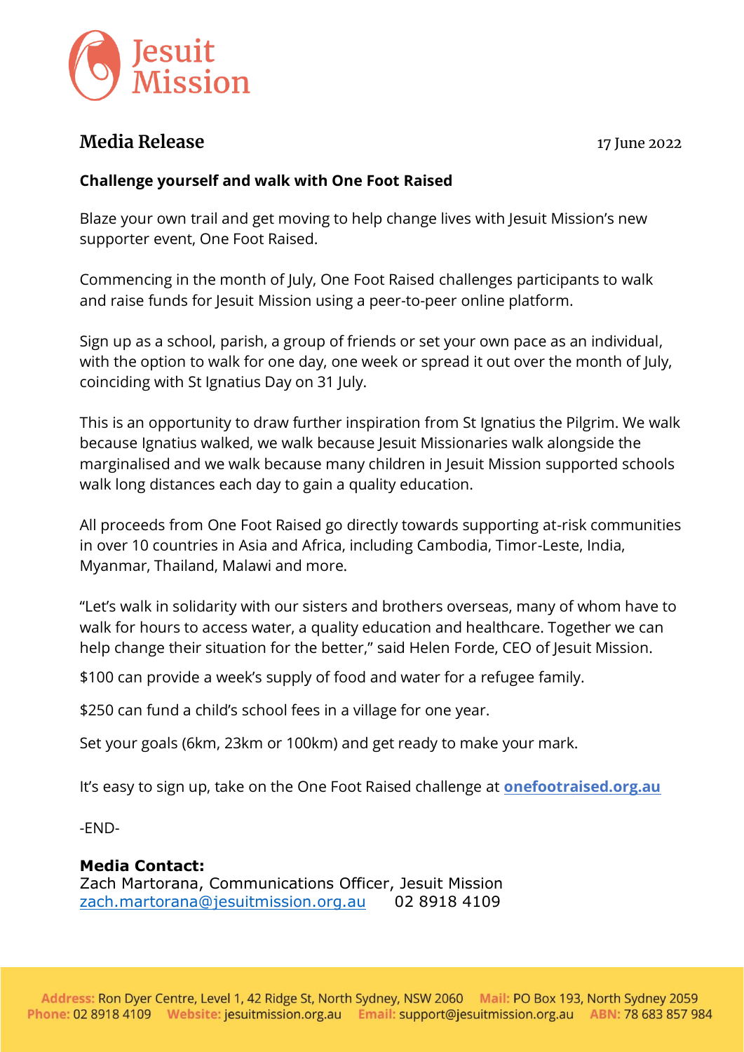Jesuit Mission

# Media Release

17 June 2022

**Challenge yourself and walk with One Foot Raised**

Blaze your own trail and get moving to help change lives with Jesuit Mission's new supporter event, One Foot Raised.

Commencing in the month of July, One Foot Raised challenges participants to walk and raise funds for Jesuit Mission using a peer-to-peer online platform.

Sign up as a school, parish, a group of friends or set your own pace as an individual, with the option to walk for one day, one week or spread it out over the month of July, coinciding with St Ignatius Day on 31 July.

This is an opportunity to draw further inspiration from St Ignatius the Pilgrim. We walk because Ignatius walked, we walk because Jesuit Missionaries walk alongside the marginalised and we walk because many children in Jesuit Mission supported schools walk long distances each day to gain a quality education.

All proceeds from One Foot Raised go directly towards supporting at-risk communities in over 10 countries in Asia and Africa, including Cambodia, Timor-Leste, India, Myanmar, Thailand, Malawi and more.

"Let's walk in solidarity with our sisters and brothers overseas, many of whom have to walk for hours to access water, a quality education and healthcare. Together we can help change their situation for the better," said Helen Forde, CEO of Jesuit Mission.

$100 can provide a week's supply of food and water for a refugee family.

$250 can fund a child's school fees in a village for one year.

Set your goals (6km, 23km or 100km) and get ready to make your mark.

It's easy to sign up, take on the One Foot Raised challenge at **[onefootraised.org.au](https://onefootraised.org.au)**

-END-

**Media Contact:**
Zach Martorana, Communications Officer, Jesuit Mission
zach.martorana@jesuitmission.org.au 02 8918 4109

**Address:** Ron Dyer Centre, Level 1, 42 Ridge St, North Sydney, NSW 2060 **Mail:** PO Box 193, North Sydney 2059
**Phone:** 02 8918 4109 **Website:** jesuitmission.org.au **Email:** support@jesuitmission.org.au **ABN:** 78 683 857 984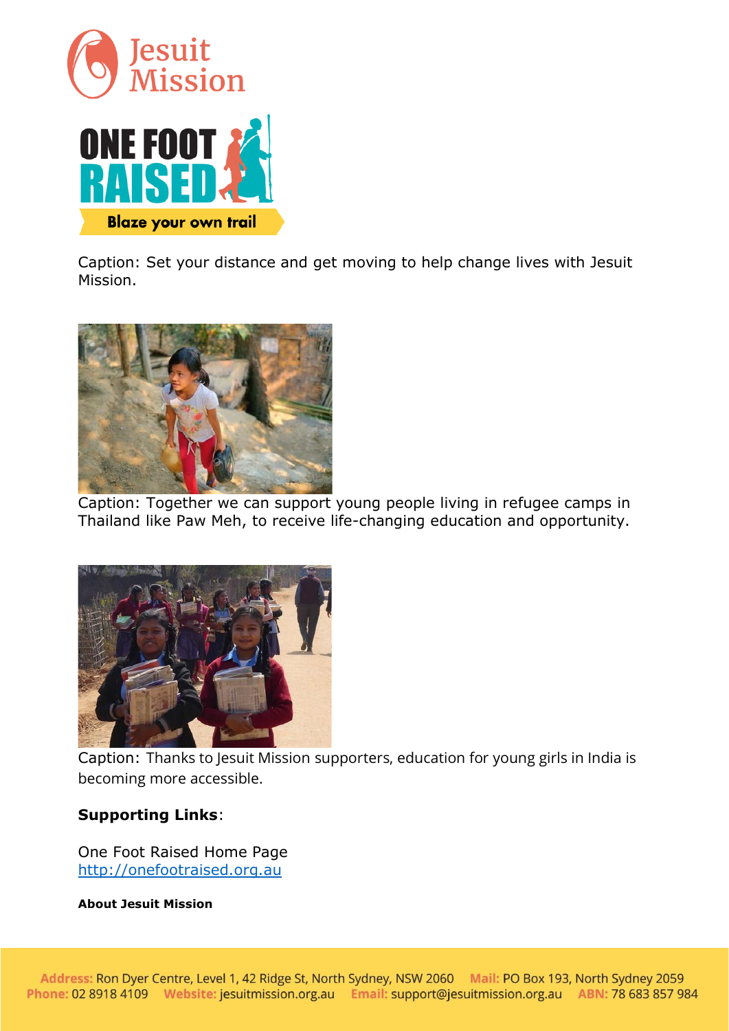Caption: Set your distance and get moving to help change lives with Jesuit Mission.

Caption: Together we can support young people living in refugee camps in Thailand like Paw Meh, to receive life-changing education and opportunity.

Caption: Thanks to Jesuit Mission supporters, education for young girls in India is becoming more accessible.

**Supporting Links**:

One Foot Raised Home Page
[http://onefootraised.org.au](http://onefootraised.org.au)

**About Jesuit Mission**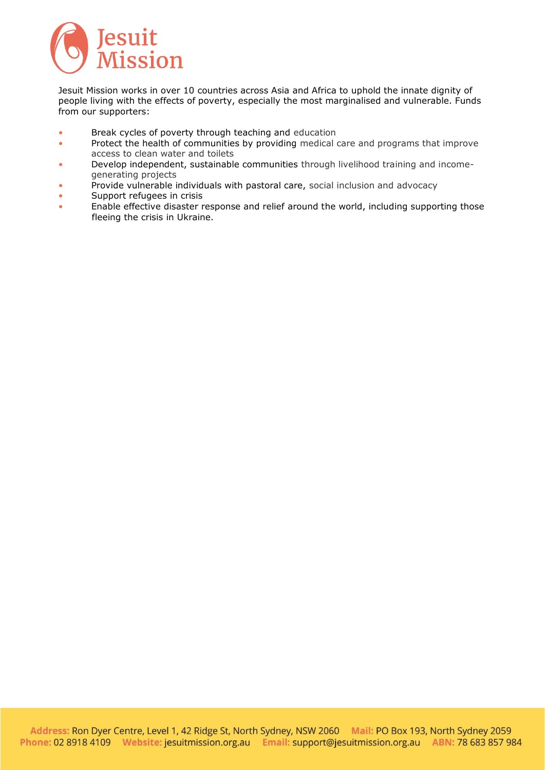Jesuit Mission works in over 10 countries across Asia and Africa to uphold the innate dignity of people living with the effects of poverty, especially the most marginalised and vulnerable. Funds from our supporters:

- Break cycles of poverty through teaching and education
- Protect the health of communities by providing medical care and programs that improve access to clean water and toilets
- Develop independent, sustainable communities through livelihood training and income-generating projects
- Provide vulnerable individuals with pastoral care, social inclusion and advocacy
- Support refugees in crisis
- Enable effective disaster response and relief around the world, including supporting those fleeing the crisis in Ukraine.